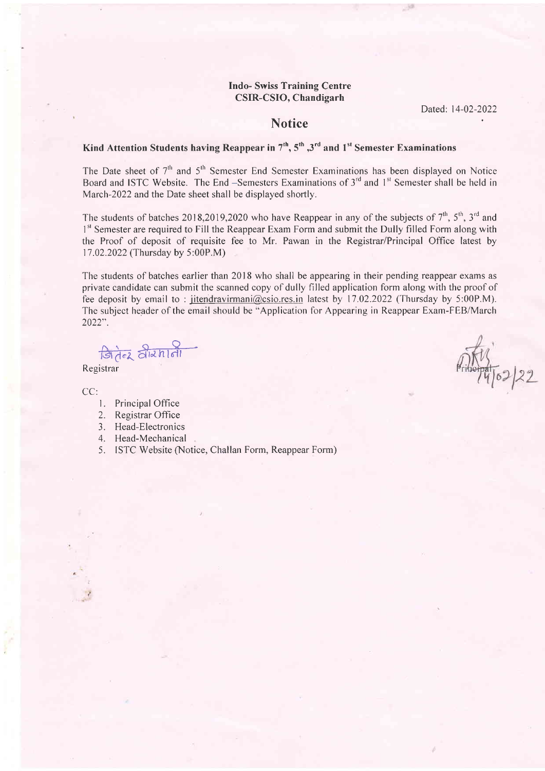**Indo- Swiss Training Centre**
**CSIR-CSIO, Chandigarh**

Dated: 14-02-2022

## Notice

### Kind Attention Students having Reappear in 7th, 5th ,3rd and 1st Semester Examinations

The Date sheet of 7th and 5th Semester End Semester Examinations has been displayed on Notice Board and ISTC Website. The End –Semesters Examinations of 3rd and 1st Semester shall be held in March-2022 and the Date sheet shall be displayed shortly.

The students of batches 2018,2019,2020 who have Reappear in any of the subjects of 7th, 5th, 3rd and 1st Semester are required to Fill the Reappear Exam Form and submit the Dully filled Form along with the Proof of deposit of requisite fee to Mr. Pawan in the Registrar/Principal Office latest by 17.02.2022 (Thursday by 5:00P.M)

The students of batches earlier than 2018 who shall be appearing in their pending reappear exams as private candidate can submit the scanned copy of dully filled application form along with the proof of fee deposit by email to : jitendravirmani@csio.res.in latest by 17.02.2022 (Thursday by 5:00P.M). The subject header of the email should be "Application for Appearing in Reappear Exam-FEB/March 2022".

जितेन्द्र वीरमानी
Registrar

Principal
14/02/22

CC:

1. Principal Office
2. Registrar Office
3. Head-Electronics
4. Head-Mechanical
5. ISTC Website (Notice, Challan Form, Reappear Form)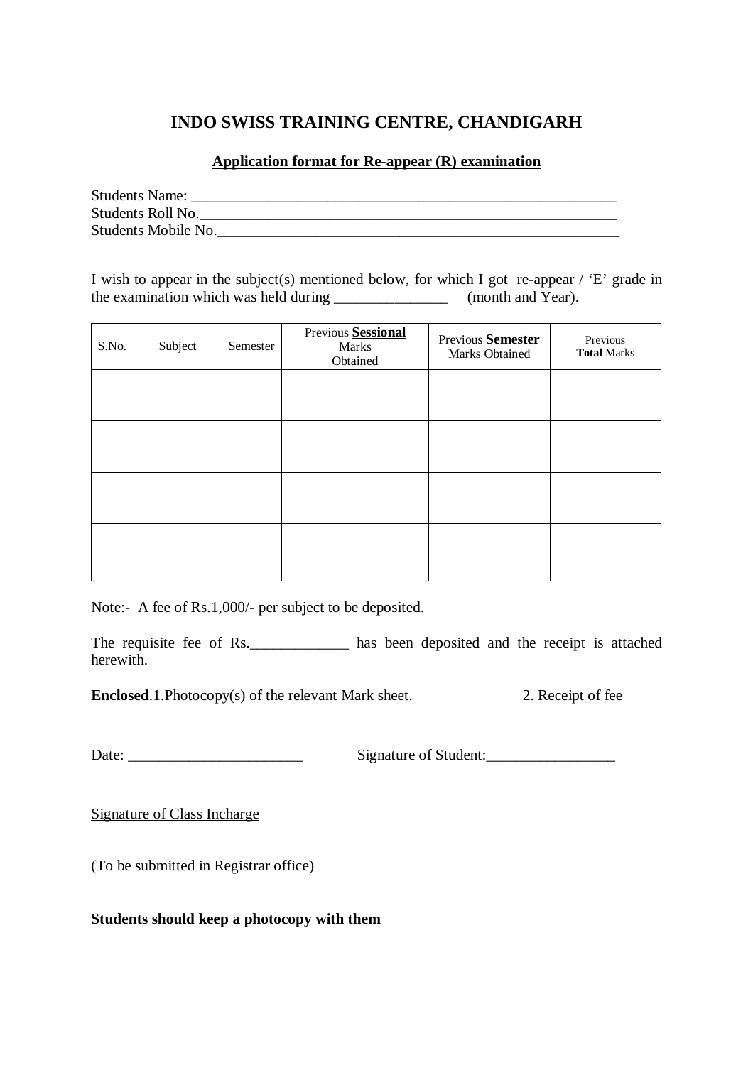# INDO SWISS TRAINING CENTRE, CHANDIGARH

## Application format for Re-appear (R) examination

Students Name: ___________________________________________________________
Students Roll No.__________________________________________________________
Students Mobile No.______________________________________________________

I wish to appear in the subject(s) mentioned below, for which I got re-appear / 'E' grade in the examination which was held during _______________ (month and Year).

| S.No. | Subject | Semester | Previous **Sessional** Marks Obtained | Previous **Semester** Marks Obtained | Previous **Total** Marks |
|---|---|---|---|---|---|
| | | | | | |
| | | | | | |
| | | | | | |
| | | | | | |
| | | | | | |
| | | | | | |
| | | | | | |
| | | | | | |

Note:- A fee of Rs.1,000/- per subject to be deposited.

The requisite fee of Rs._____________ has been deposited and the receipt is attached herewith.

**Enclosed**.1.Photocopy(s) of the relevant Mark sheet. 2. Receipt of fee

Date: _______________________ Signature of Student:_________________

Signature of Class Incharge

(To be submitted in Registrar office)

**Students should keep a photocopy with them**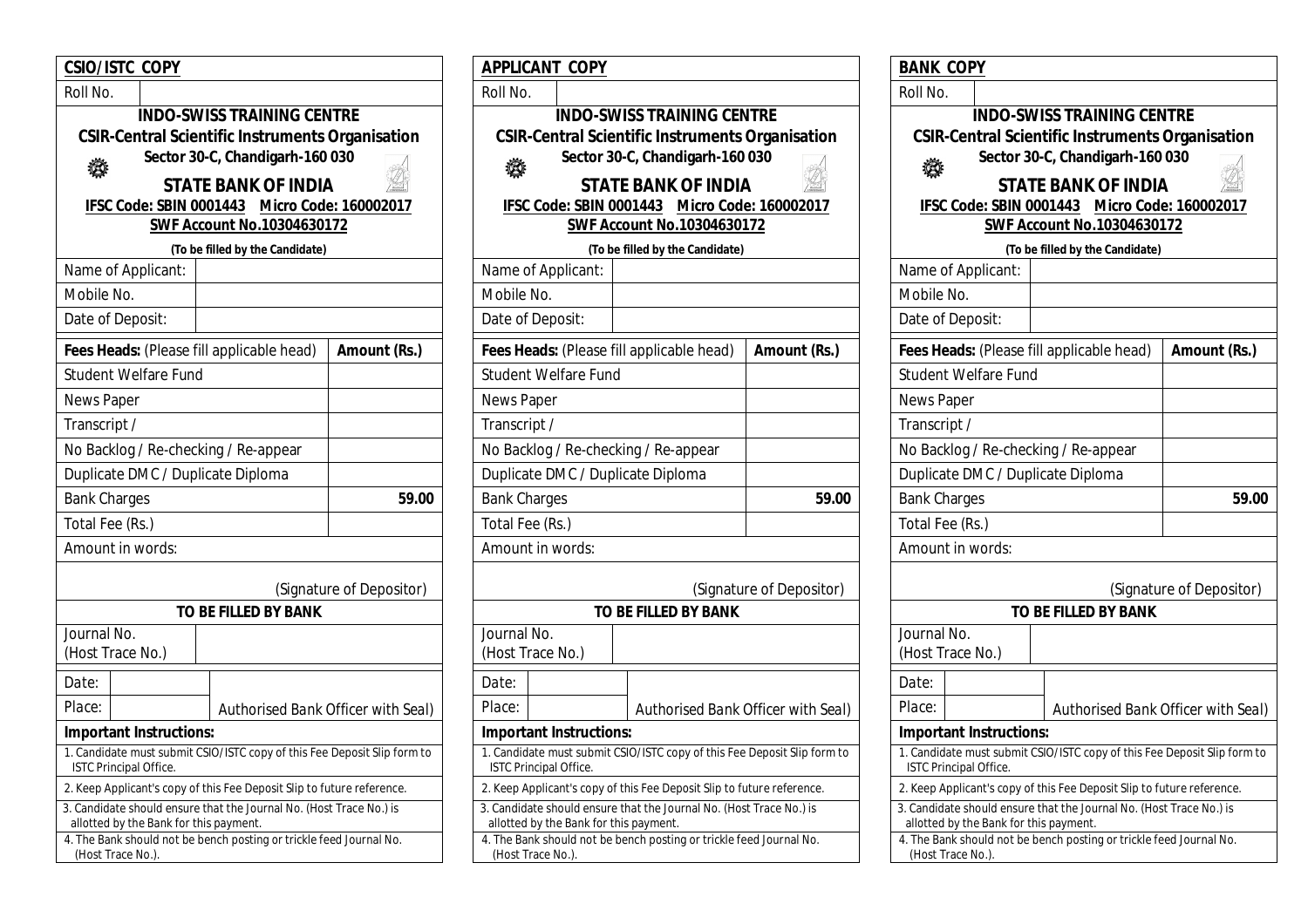## CSIO/ISTC COPY

| Roll No. | |
|---|---|

**INDO-SWISS TRAINING CENTRE**

**CSIR-Central Scientific Instruments Organisation**

**Sector 30-C, Chandigarh-160 030**

**STATE BANK OF INDIA**

**IFSC Code: SBIN 0001443 Micro Code: 160002017**

**SWF Account No.10304630172**

**(To be filled by the Candidate)**

| | |
|---|---|
| Name of Applicant: | |
| Mobile No. | |
| Date of Deposit: | |

| **Fees Heads:** (Please fill applicable head) | **Amount (Rs.)** |
|---|---|
| Student Welfare Fund | |
| News Paper | |
| Transcript / | |
| No Backlog / Re-checking / Re-appear | |
| Duplicate DMC / Duplicate Diploma | |
| Bank Charges | **59.00** |
| Total Fee (Rs.) | |

Amount in words:

(Signature of Depositor)

**TO BE FILLED BY BANK**

| | | |
|---|---|---|
| Journal No. (Host Trace No.) | | |
| Date: | | |
| Place: | | Authorised Bank Officer with Seal) |

**Important Instructions:**

1. Candidate must submit CSIO/ISTC copy of this Fee Deposit Slip form to ISTC Principal Office.
2. Keep Applicant's copy of this Fee Deposit Slip to future reference.
3. Candidate should ensure that the Journal No. (Host Trace No.) is allotted by the Bank for this payment.
4. The Bank should not be bench posting or trickle feed Journal No. (Host Trace No.).

## APPLICANT COPY

| Roll No. | |
|---|---|

**INDO-SWISS TRAINING CENTRE**

**CSIR-Central Scientific Instruments Organisation**

**Sector 30-C, Chandigarh-160 030**

**STATE BANK OF INDIA**

**IFSC Code: SBIN 0001443 Micro Code: 160002017**

**SWF Account No.10304630172**

**(To be filled by the Candidate)**

| | |
|---|---|
| Name of Applicant: | |
| Mobile No. | |
| Date of Deposit: | |

| **Fees Heads:** (Please fill applicable head) | **Amount (Rs.)** |
|---|---|
| Student Welfare Fund | |
| News Paper | |
| Transcript / | |
| No Backlog / Re-checking / Re-appear | |
| Duplicate DMC / Duplicate Diploma | |
| Bank Charges | **59.00** |
| Total Fee (Rs.) | |

Amount in words:

(Signature of Depositor)

**TO BE FILLED BY BANK**

| | | |
|---|---|---|
| Journal No. (Host Trace No.) | | |
| Date: | | |
| Place: | | Authorised Bank Officer with Seal) |

**Important Instructions:**

1. Candidate must submit CSIO/ISTC copy of this Fee Deposit Slip form to ISTC Principal Office.
2. Keep Applicant's copy of this Fee Deposit Slip to future reference.
3. Candidate should ensure that the Journal No. (Host Trace No.) is allotted by the Bank for this payment.
4. The Bank should not be bench posting or trickle feed Journal No. (Host Trace No.).

## BANK COPY

| Roll No. | |
|---|---|

**INDO-SWISS TRAINING CENTRE**

**CSIR-Central Scientific Instruments Organisation**

**Sector 30-C, Chandigarh-160 030**

**STATE BANK OF INDIA**

**IFSC Code: SBIN 0001443 Micro Code: 160002017**

**SWF Account No.10304630172**

**(To be filled by the Candidate)**

| | |
|---|---|
| Name of Applicant: | |
| Mobile No. | |
| Date of Deposit: | |

| **Fees Heads:** (Please fill applicable head) | **Amount (Rs.)** |
|---|---|
| Student Welfare Fund | |
| News Paper | |
| Transcript / | |
| No Backlog / Re-checking / Re-appear | |
| Duplicate DMC / Duplicate Diploma | |
| Bank Charges | **59.00** |
| Total Fee (Rs.) | |

Amount in words:

(Signature of Depositor)

**TO BE FILLED BY BANK**

| | | |
|---|---|---|
| Journal No. (Host Trace No.) | | |
| Date: | | |
| Place: | | Authorised Bank Officer with Seal) |

**Important Instructions:**

1. Candidate must submit CSIO/ISTC copy of this Fee Deposit Slip form to ISTC Principal Office.
2. Keep Applicant's copy of this Fee Deposit Slip to future reference.
3. Candidate should ensure that the Journal No. (Host Trace No.) is allotted by the Bank for this payment.
4. The Bank should not be bench posting or trickle feed Journal No. (Host Trace No.).